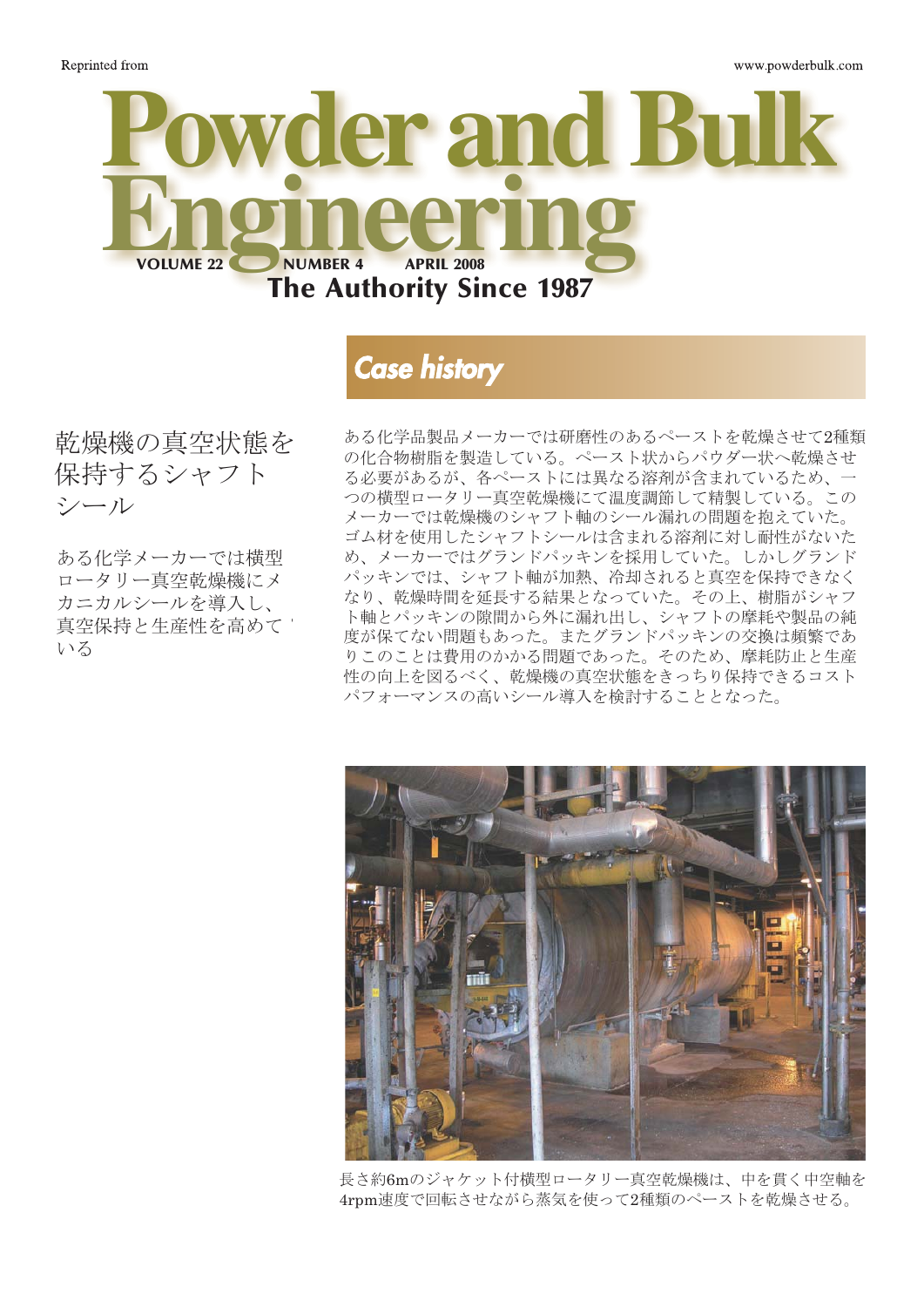Reprinted from

www.powderbulk.com

# Powder and Bulk Engineering

VOLUME 22 NUMBER 4 APRIL 2008

The Authority Since 1987

## Case history

# 乾燥機の真空状態を保持するシャフトシール

ある化学メーカーでは横型ロータリー真空乾燥機にメカニカルシールを導入し、真空保持と生産性を高めている

ある化学品製品メーカーでは研磨性のあるペーストを乾燥させて2種類の化合物樹脂を製造している。ペースト状からパウダー状へ乾燥させる必要があるが、各ペーストには異なる溶剤が含まれているため、一つの横型ロータリー真空乾燥機にて温度調節して精製している。このメーカーでは乾燥機のシャフト軸のシール漏れの問題を抱えていた。ゴム材を使用したシャフトシールは含まれる溶剤に対し耐性がないため、メーカーではグランドパッキンを採用していた。しかしグランドパッキンでは、シャフト軸が加熱、冷却されると真空を保持できなくなり、乾燥時間を延長する結果となっていた。その上、樹脂がシャフト軸とパッキンの隙間から外に漏れ出し、シャフトの摩耗や製品の純度が保てない問題もあった。またグランドパッキンの交換は頻繁でありこのことは費用のかかる問題であった。そのため、摩耗防止と生産性の向上を図るべく、乾燥機の真空状態をきっちり保持できるコストパフォーマンスの高いシール導入を検討することとなった。

長さ約6mのジャケット付横型ロータリー真空乾燥機は、中を貫く中空軸を4rpm速度で回転させながら蒸気を使って2種類のペーストを乾燥させる。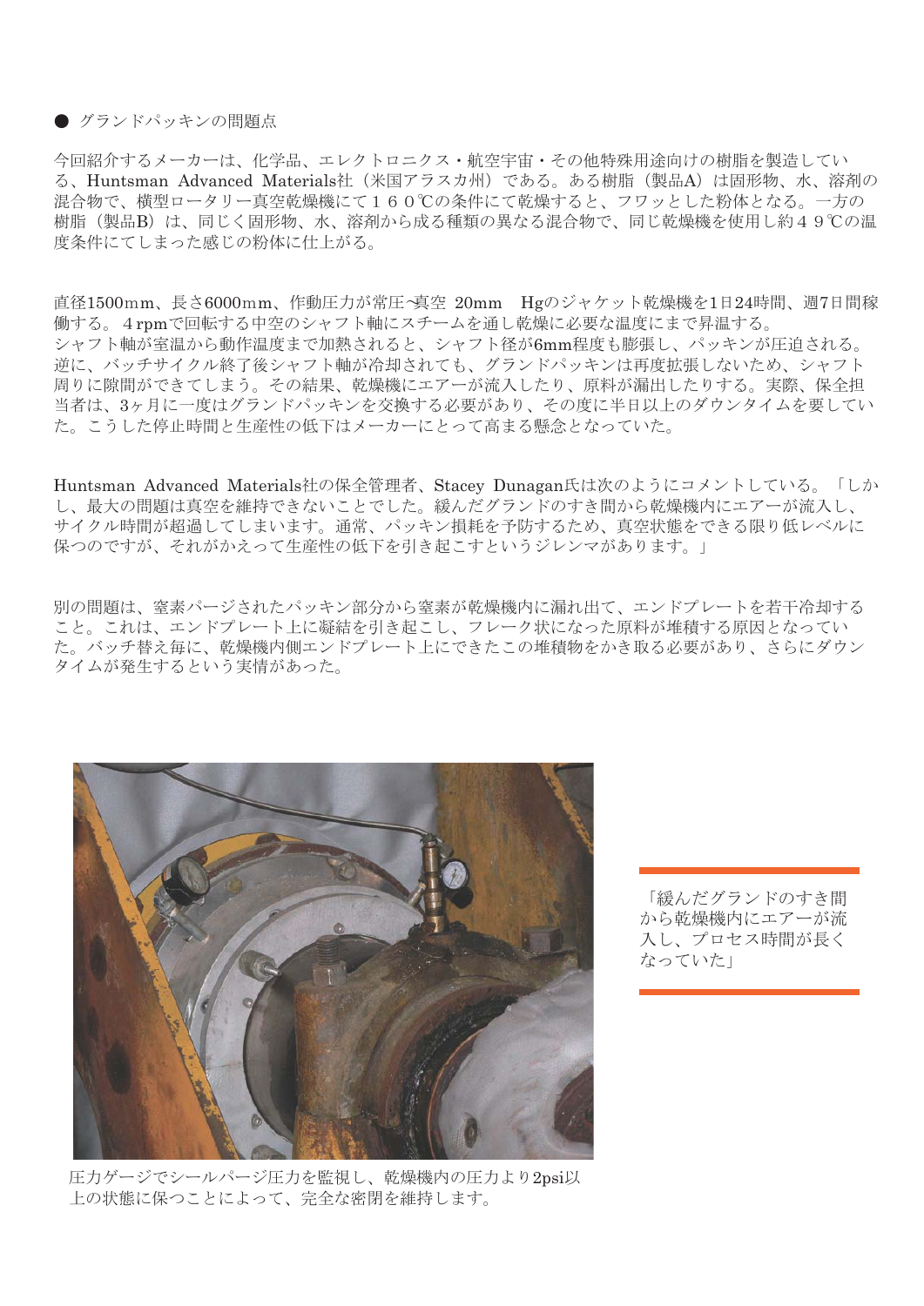● グランドパッキンの問題点

今回紹介するメーカーは、化学品、エレクトロニクス・航空宇宙・その他特殊用途向けの樹脂を製造している、Huntsman Advanced Materials社（米国アラスカ州）である。ある樹脂（製品A）は固形物、水、溶剤の混合物で、横型ロータリー真空乾燥機にて１６０℃の条件にて乾燥すると、フワッとした粉体となる。一方の樹脂（製品B）は、同じく固形物、水、溶剤から成る種類の異なる混合物で、同じ乾燥機を使用し約４９℃の温度条件にてしまった感じの粉体に仕上がる。

直径1500mm、長さ6000mm、作動圧力が常圧~真空 20mm Hgのジャケット乾燥機を1日24時間、週7日間稼働する。４rpmで回転する中空のシャフト軸にスチームを通し乾燥に必要な温度にまで昇温する。
シャフト軸が室温から動作温度まで加熱されると、シャフト径が6mm程度も膨張し、パッキンが圧迫される。逆に、バッチサイクル終了後シャフト軸が冷却されても、グランドパッキンは再度拡張しないため、シャフト周りに隙間ができてしまう。その結果、乾燥機にエアーが流入したり、原料が漏出したりする。実際、保全担当者は、3ヶ月に一度はグランドパッキンを交換する必要があり、その度に半日以上のダウンタイムを要していた。こうした停止時間と生産性の低下はメーカーにとって高まる懸念となっていた。

Huntsman Advanced Materials社の保全管理者、Stacey Dunagan氏は次のようにコメントしている。「しかし、最大の問題は真空を維持できないことでした。緩んだグランドのすき間から乾燥機内にエアーが流入し、サイクル時間が超過してしまいます。通常、パッキン損耗を予防するため、真空状態をできる限り低レベルに保つのですが、それがかえって生産性の低下を引き起こすというジレンマがあります。」

別の問題は、窒素パージされたパッキン部分から窒素が乾燥機内に漏れ出て、エンドプレートを若干冷却すること。これは、エンドプレート上に凝結を引き起こし、フレーク状になった原料が堆積する原因となっていた。バッチ替え毎に、乾燥機内側エンドプレート上にできたこの堆積物をかき取る必要があり、さらにダウンタイムが発生するという実情があった。

圧力ゲージでシールパージ圧力を監視し、乾燥機内の圧力より2psi以上の状態に保つことによって、完全な密閉を維持します。

「緩んだグランドのすき間から乾燥機内にエアーが流入し、プロセス時間が長くなっていた」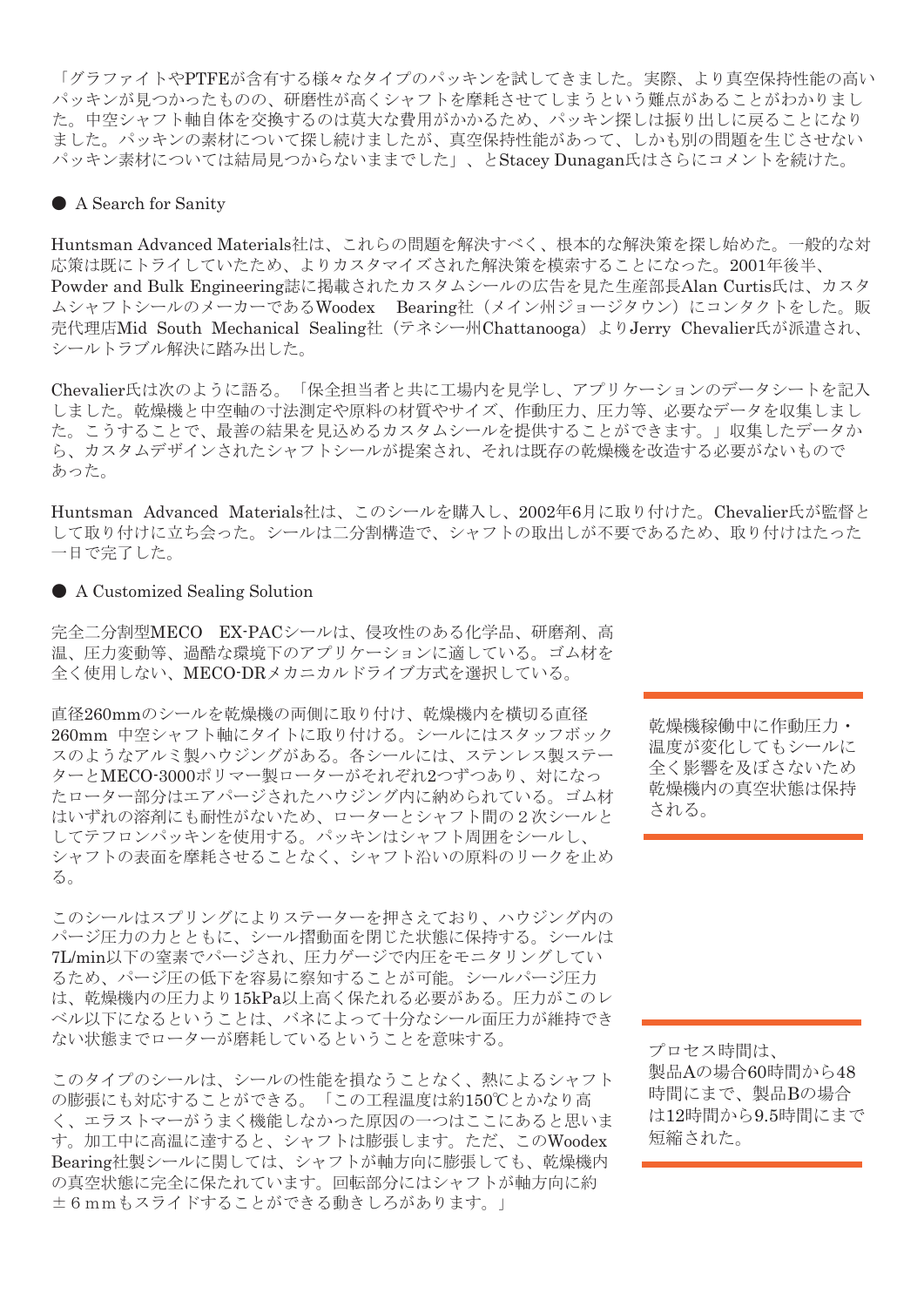「グラファイトやPTFEが含有する様々なタイプのパッキンを試してきました。実際、より真空保持性能の高いパッキンが見つかったものの、研磨性が高くシャフトを摩耗させてしまうという難点があることがわかりました。中空シャフト軸自体を交換するのは莫大な費用がかかるため、パッキン探しは振り出しに戻ることになりました。パッキンの素材について探し続けましたが、真空保持性能があって、しかも別の問題を生じさせないパッキン素材については結局見つからないままでした」、とStacey Dunagan氏はさらにコメントを続けた。

## ● A Search for Sanity

Huntsman Advanced Materials社は、これらの問題を解決すべく、根本的な解決策を探し始めた。一般的な対応策は既にトライしていたため、よりカスタマイズされた解決策を模索することになった。2001年後半、Powder and Bulk Engineering誌に掲載されたカスタムシールの広告を見た生産部長Alan Curtis氏は、カスタムシャフトシールのメーカーであるWoodex　Bearing社（メイン州ジョージタウン）にコンタクトをした。販売代理店Mid South Mechanical Sealing社（テネシー州Chattanooga）よりJerry Chevalier氏が派遣され、シールトラブル解決に踏み出した。

Chevalier氏は次のように語る。「保全担当者と共に工場内を見学し、アプリケーションのデータシートを記入しました。乾燥機と中空軸の寸法測定や原料の材質やサイズ、作動圧力、圧力等、必要なデータを収集しました。こうすることで、最善の結果を見込めるカスタムシールを提供することができます。」収集したデータから、カスタムデザインされたシャフトシールが提案され、それは既存の乾燥機を改造する必要がないものであった。

Huntsman Advanced Materials社は、このシールを購入し、2002年6月に取り付けた。Chevalier氏が監督として取り付けに立ち会った。シールは二分割構造で、シャフトの取出しが不要であるため、取り付けはたった一日で完了した。

## ● A Customized Sealing Solution

完全二分割型MECO　EX-PACシールは、侵攻性のある化学品、研磨剤、高温、圧力変動等、過酷な環境下のアプリケーションに適している。ゴム材を全く使用しない、MECO-DRメカニカルドライブ方式を選択している。

直径260mmのシールを乾燥機の両側に取り付け、乾燥機内を横切る直径260mm　中空シャフト軸にタイトに取り付ける。シールにはスタッフボックスのようなアルミ製ハウジングがある。各シールには、ステンレス製ステーターとMECO-3000ポリマー製ローターがそれぞれ2つずつあり、対になったローター部分はエアパージされたハウジング内に納められている。ゴム材はいずれの溶剤にも耐性がないため、ローターとシャフト間の２次シールとしてテフロンパッキンを使用する。パッキンはシャフト周囲をシールし、シャフトの表面を摩耗させることなく、シャフト沿いの原料のリークを止める。

> 乾燥機稼働中に作動圧力・温度が変化してもシールに全く影響を及ぼさないため乾燥機内の真空状態は保持される。

このシールはスプリングによりステーターを押さえており、ハウジング内のパージ圧力の力とともに、シール摺動面を閉じた状態に保持する。シールは7L/min以下の窒素でパージされ、圧力ゲージで内圧をモニタリングしているため、パージ圧の低下を容易に察知することが可能。シールパージ圧力は、乾燥機内の圧力より15kPa以上高く保たれる必要がある。圧力がこのレベル以下になるということは、バネによって十分なシール面圧力が維持できない状態までローターが磨耗しているということを意味する。

> プロセス時間は、製品Aの場合60時間から48時間にまで、製品Bの場合は12時間から9.5時間にまで短縮された。

このタイプのシールは、シールの性能を損なうことなく、熱によるシャフトの膨張にも対応することができる。「この工程温度は約150℃とかなり高く、エラストマーがうまく機能しなかった原因の一つはここにあると思います。加工中に高温に達すると、シャフトは膨張します。ただ、このWoodex Bearing社製シールに関しては、シャフトが軸方向に膨張しても、乾燥機内の真空状態に完全に保たれています。回転部分にはシャフトが軸方向に約±６mmもスライドすることができる動きしろがあります。」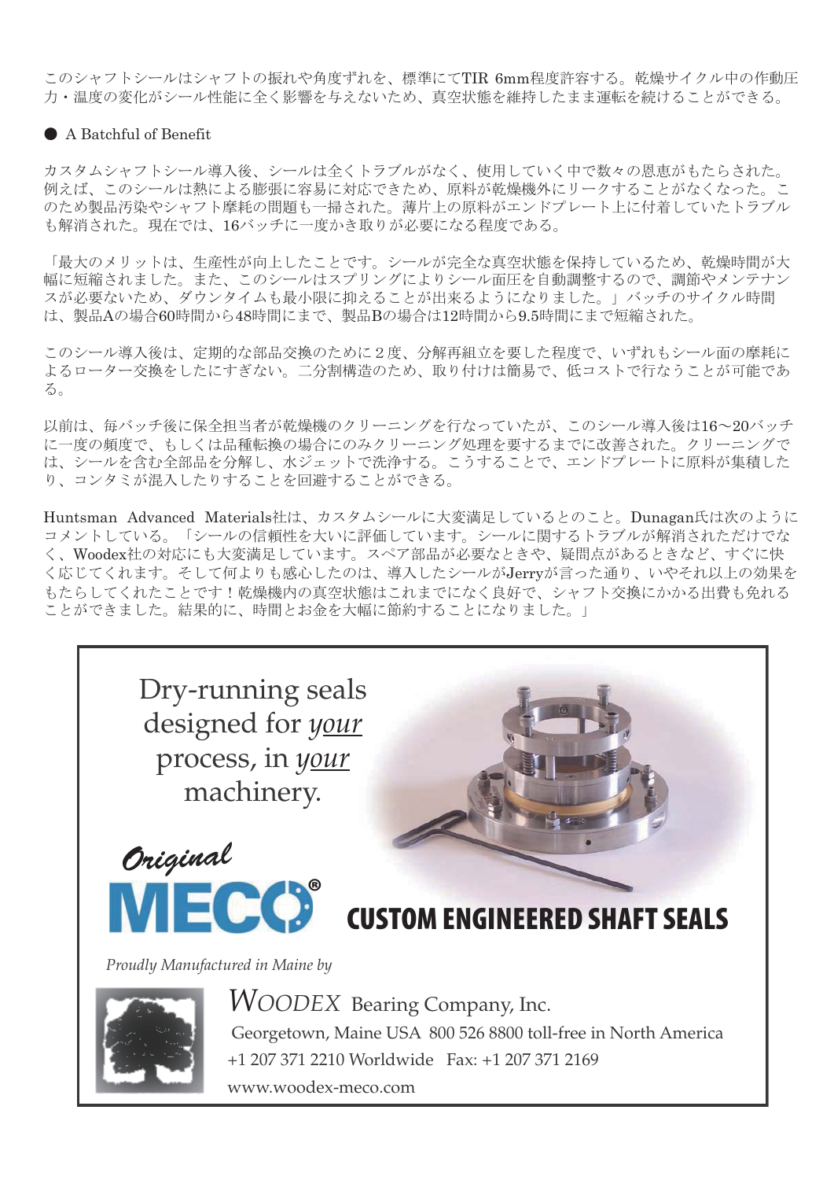このシャフトシールはシャフトの振れや角度ずれを、標準にてTIR 6mm程度許容する。乾燥サイクル中の作動圧力・温度の変化がシール性能に全く影響を与えないため、真空状態を維持したまま運転を続けることができる。

## ● A Batchful of Benefit

カスタムシャフトシール導入後、シールは全くトラブルがなく、使用していく中で数々の恩恵がもたらされた。例えば、このシールは熱による膨張に容易に対応できため、原料が乾燥機外にリークすることがなくなった。このため製品汚染やシャフト摩耗の問題も一掃された。薄片上の原料がエンドプレート上に付着していたトラブルも解消された。現在では、16バッチに一度かき取りが必要になる程度である。

「最大のメリットは、生産性が向上したことです。シールが完全な真空状態を保持しているため、乾燥時間が大幅に短縮されました。また、このシールはスプリングによりシール面圧を自動調整するので、調節やメンテナンスが必要ないため、ダウンタイムも最小限に抑えることが出来るようになりました。」バッチのサイクル時間は、製品Aの場合60時間から48時間にまで、製品Bの場合は12時間から9.5時間にまで短縮された。

このシール導入後は、定期的な部品交換のために２度、分解再組立を要した程度で、いずれもシール面の摩耗によるローター交換をしたにすぎない。二分割構造のため、取り付けは簡易で、低コストで行なうことが可能である。

以前は、毎バッチ後に保全担当者が乾燥機のクリーニングを行なっていたが、このシール導入後は16〜20バッチに一度の頻度で、もしくは品種転換の場合にのみクリーニング処理を要するまでに改善された。クリーニングでは、シールを含む全部品を分解し、水ジェットで洗浄する。こうすることで、エンドプレートに原料が集積したり、コンタミが混入したりすることを回避することができる。

Huntsman Advanced Materials社は、カスタムシールに大変満足しているとのこと。Dunagan氏は次のようにコメントしている。「シールの信頼性を大いに評価しています。シールに関するトラブルが解消されただけでなく、Woodex社の対応にも大変満足しています。スペア部品が必要なときや、疑問点があるときなど、すぐに快く応じてくれます。そして何よりも感心したのは、導入したシールがJerryが言った通り、いやそれ以上の効果をもたらしてくれたことです！乾燥機内の真空状態はこれまでになく良好で、シャフト交換にかかる出費も免れることができました。結果的に、時間とお金を大幅に節約することになりました。」

---

Dry-running seals designed for *your* process, in *your* machinery.

*Original* **MECO®**

**CUSTOM ENGINEERED SHAFT SEALS**

*Proudly Manufactured in Maine by*

*WOODEX* Bearing Company, Inc.

Georgetown, Maine USA 800 526 8800 toll-free in North America

+1 207 371 2210 Worldwide Fax: +1 207 371 2169

www.woodex-meco.com